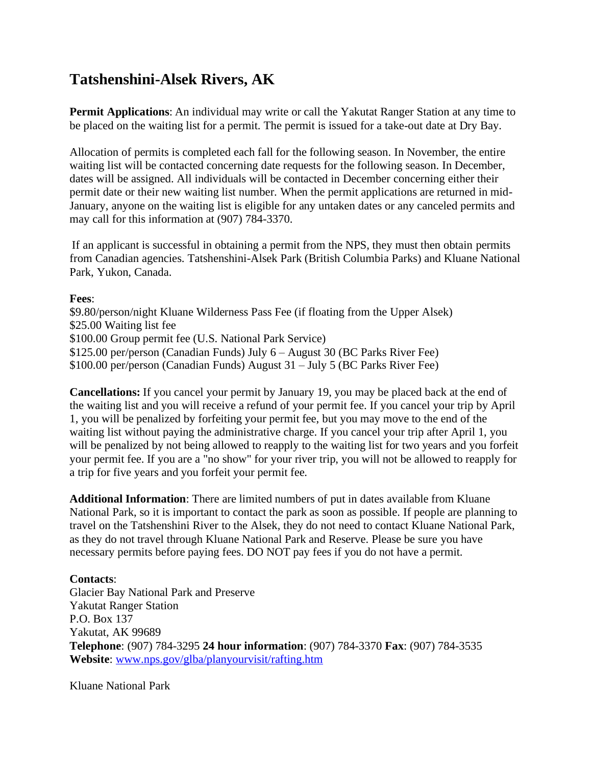# Tatshenshini-Alsek Rivers, AK

**Permit Applications**: An individual may write or call the Yakutat Ranger Station at any time to be placed on the waiting list for a permit. The permit is issued for a take-out date at Dry Bay.

Allocation of permits is completed each fall for the following season. In November, the entire waiting list will be contacted concerning date requests for the following season. In December, dates will be assigned. All individuals will be contacted in December concerning either their permit date or their new waiting list number. When the permit applications are returned in mid-January, anyone on the waiting list is eligible for any untaken dates or any canceled permits and may call for this information at (907) 784-3370.

If an applicant is successful in obtaining a permit from the NPS, they must then obtain permits from Canadian agencies. Tatshenshini-Alsek Park (British Columbia Parks) and Kluane National Park, Yukon, Canada.

**Fees**:
$9.80/person/night Kluane Wilderness Pass Fee (if floating from the Upper Alsek)
$25.00 Waiting list fee
$100.00 Group permit fee (U.S. National Park Service)
$125.00 per/person (Canadian Funds) July 6 – August 30 (BC Parks River Fee)
$100.00 per/person (Canadian Funds) August 31 – July 5 (BC Parks River Fee)

**Cancellations:** If you cancel your permit by January 19, you may be placed back at the end of the waiting list and you will receive a refund of your permit fee. If you cancel your trip by April 1, you will be penalized by forfeiting your permit fee, but you may move to the end of the waiting list without paying the administrative charge. If you cancel your trip after April 1, you will be penalized by not being allowed to reapply to the waiting list for two years and you forfeit your permit fee. If you are a "no show" for your river trip, you will not be allowed to reapply for a trip for five years and you forfeit your permit fee.

**Additional Information**: There are limited numbers of put in dates available from Kluane National Park, so it is important to contact the park as soon as possible. If people are planning to travel on the Tatshenshini River to the Alsek, they do not need to contact Kluane National Park, as they do not travel through Kluane National Park and Reserve. Please be sure you have necessary permits before paying fees. DO NOT pay fees if you do not have a permit.

**Contacts**:
Glacier Bay National Park and Preserve
Yakutat Ranger Station
P.O. Box 137
Yakutat, AK 99689
**Telephone**: (907) 784-3295 **24 hour information**: (907) 784-3370 **Fax**: (907) 784-3535
**Website**: [www.nps.gov/glba/planyourvisit/rafting.htm](www.nps.gov/glba/planyourvisit/rafting.htm)

Kluane National Park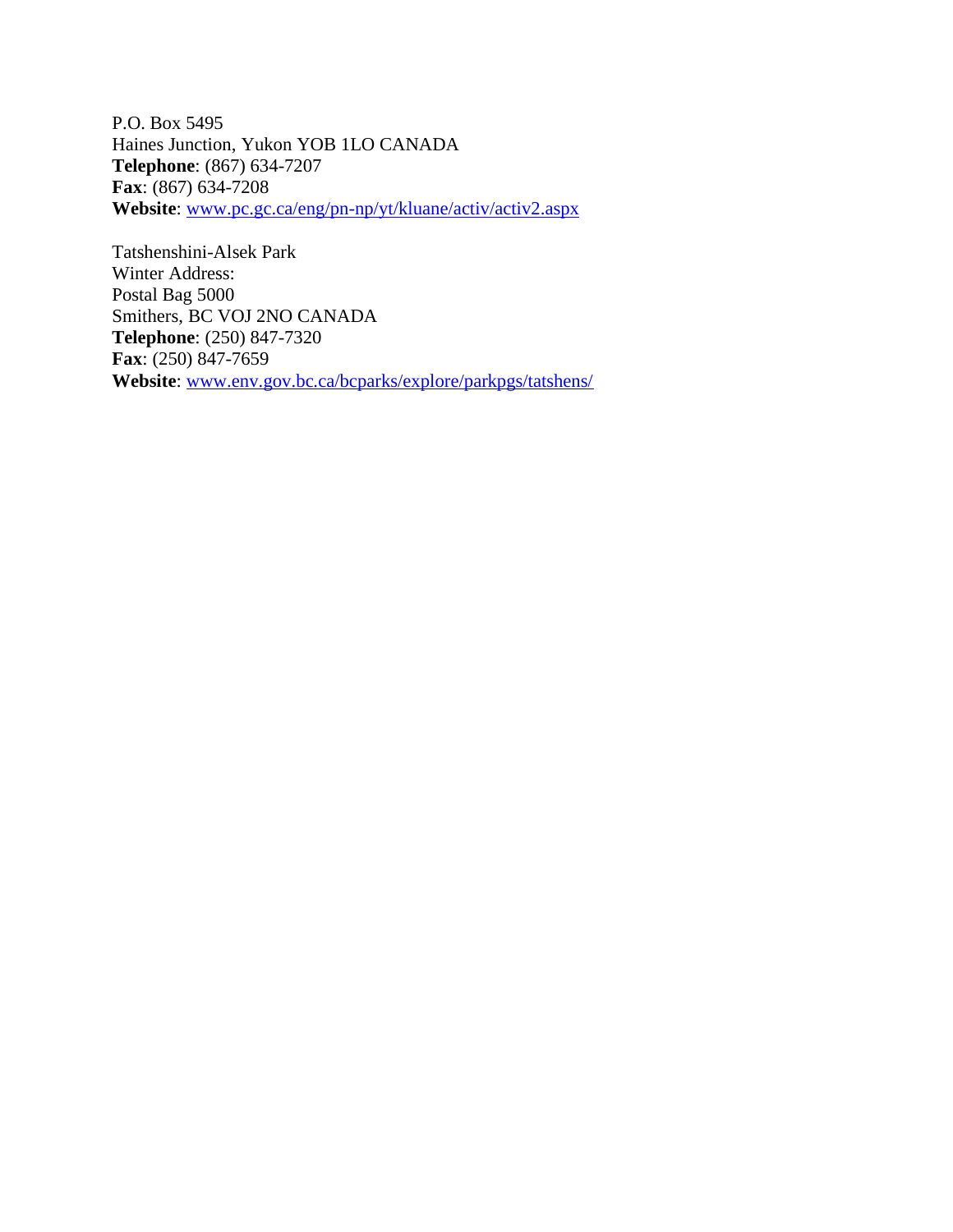P.O. Box 5495
Haines Junction, Yukon YOB 1LO CANADA
**Telephone**: (867) 634-7207
**Fax**: (867) 634-7208
**Website**: [www.pc.gc.ca/eng/pn-np/yt/kluane/activ/activ2.aspx](http://www.pc.gc.ca/eng/pn-np/yt/kluane/activ/activ2.aspx)

Tatshenshini-Alsek Park
Winter Address:
Postal Bag 5000
Smithers, BC VOJ 2NO CANADA
**Telephone**: (250) 847-7320
**Fax**: (250) 847-7659
**Website**: [www.env.gov.bc.ca/bcparks/explore/parkpgs/tatshens/](http://www.env.gov.bc.ca/bcparks/explore/parkpgs/tatshens/)